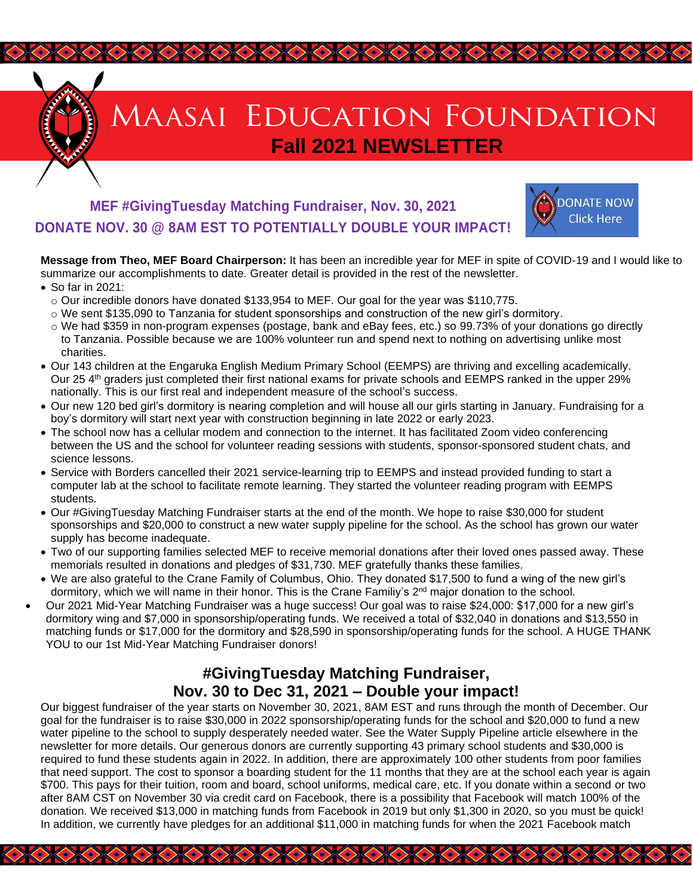# Maasai Education Foundation

## Fall 2021 NEWSLETTER

**MEF #GivingTuesday Matching Fundraiser, Nov. 30, 2021**

**DONATE NOV. 30 @ 8AM EST TO POTENTIALLY DOUBLE YOUR IMPACT!**

DONATE NOW Click Here

**Message from Theo, MEF Board Chairperson:** It has been an incredible year for MEF in spite of COVID-19 and I would like to summarize our accomplishments to date. Greater detail is provided in the rest of the newsletter.

- So far in 2021:
  - Our incredible donors have donated $133,954 to MEF. Our goal for the year was $110,775.
  - We sent $135,090 to Tanzania for student sponsorships and construction of the new girl's dormitory.
  - We had $359 in non-program expenses (postage, bank and eBay fees, etc.) so 99.73% of your donations go directly to Tanzania. Possible because we are 100% volunteer run and spend next to nothing on advertising unlike most charities.
- Our 143 children at the Engaruka English Medium Primary School (EEMPS) are thriving and excelling academically. Our 25 4th graders just completed their first national exams for private schools and EEMPS ranked in the upper 29% nationally. This is our first real and independent measure of the school's success.
- Our new 120 bed girl's dormitory is nearing completion and will house all our girls starting in January. Fundraising for a boy's dormitory will start next year with construction beginning in late 2022 or early 2023.
- The school now has a cellular modem and connection to the internet. It has facilitated Zoom video conferencing between the US and the school for volunteer reading sessions with students, sponsor-sponsored student chats, and science lessons.
- Service with Borders cancelled their 2021 service-learning trip to EEMPS and instead provided funding to start a computer lab at the school to facilitate remote learning. They started the volunteer reading program with EEMPS students.
- Our #GivingTuesday Matching Fundraiser starts at the end of the month. We hope to raise $30,000 for student sponsorships and $20,000 to construct a new water supply pipeline for the school. As the school has grown our water supply has become inadequate.
- Two of our supporting families selected MEF to receive memorial donations after their loved ones passed away. These memorials resulted in donations and pledges of $31,730. MEF gratefully thanks these families.
- We are also grateful to the Crane Family of Columbus, Ohio. They donated $17,500 to fund a wing of the new girl's dormitory, which we will name in their honor. This is the Crane Familiy's 2nd major donation to the school.
- Our 2021 Mid-Year Matching Fundraiser was a huge success! Our goal was to raise $24,000: $17,000 for a new girl's dormitory wing and $7,000 in sponsorship/operating funds. We received a total of $32,040 in donations and $13,550 in matching funds or $17,000 for the dormitory and $28,590 in sponsorship/operating funds for the school. A HUGE THANK YOU to our 1st Mid-Year Matching Fundraiser donors!

## #GivingTuesday Matching Fundraiser, Nov. 30 to Dec 31, 2021 – Double your impact!

Our biggest fundraiser of the year starts on November 30, 2021, 8AM EST and runs through the month of December. Our goal for the fundraiser is to raise $30,000 in 2022 sponsorship/operating funds for the school and $20,000 to fund a new water pipeline to the school to supply desperately needed water. See the Water Supply Pipeline article elsewhere in the newsletter for more details. Our generous donors are currently supporting 43 primary school students and $30,000 is required to fund these students again in 2022. In addition, there are approximately 100 other students from poor families that need support. The cost to sponsor a boarding student for the 11 months that they are at the school each year is again $700. This pays for their tuition, room and board, school uniforms, medical care, etc. If you donate within a second or two after 8AM CST on November 30 via credit card on Facebook, there is a possibility that Facebook will match 100% of the donation. We received $13,000 in matching funds from Facebook in 2019 but only $1,300 in 2020, so you must be quick! In addition, we currently have pledges for an additional $11,000 in matching funds for when the 2021 Facebook match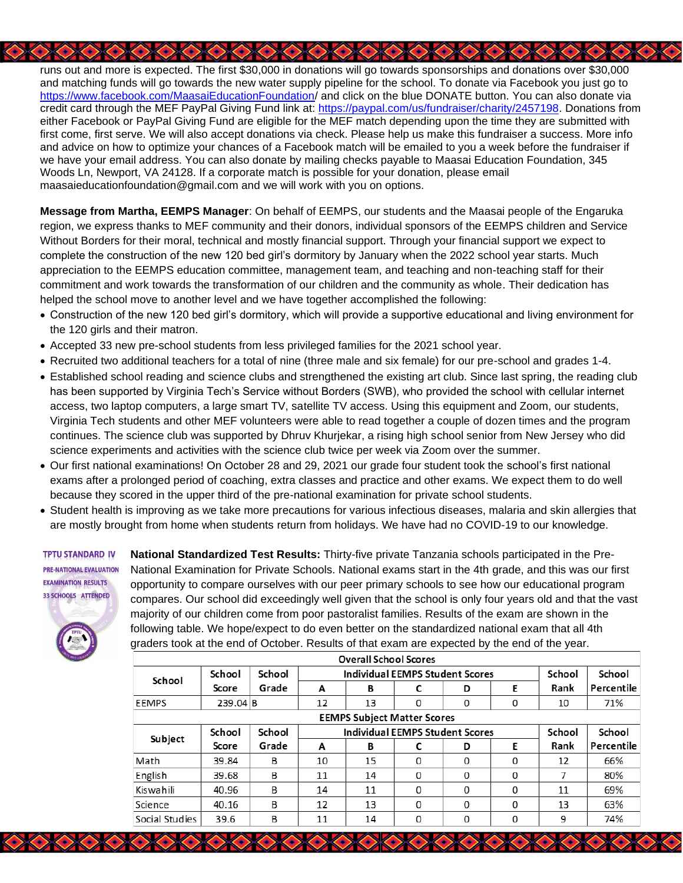runs out and more is expected. The first $30,000 in donations will go towards sponsorships and donations over $30,000 and matching funds will go towards the new water supply pipeline for the school. To donate via Facebook you just go to https://www.facebook.com/MaasaiEducationFoundation/ and click on the blue DONATE button. You can also donate via credit card through the MEF PayPal Giving Fund link at: https://paypal.com/us/fundraiser/charity/2457198. Donations from either Facebook or PayPal Giving Fund are eligible for the MEF match depending upon the time they are submitted with first come, first serve. We will also accept donations via check. Please help us make this fundraiser a success. More info and advice on how to optimize your chances of a Facebook match will be emailed to you a week before the fundraiser if we have your email address. You can also donate by mailing checks payable to Maasai Education Foundation, 345 Woods Ln, Newport, VA 24128. If a corporate match is possible for your donation, please email maasaieducationfoundation@gmail.com and we will work with you on options.

**Message from Martha, EEMPS Manager**: On behalf of EEMPS, our students and the Maasai people of the Engaruka region, we express thanks to MEF community and their donors, individual sponsors of the EEMPS children and Service Without Borders for their moral, technical and mostly financial support. Through your financial support we expect to complete the construction of the new 120 bed girl's dormitory by January when the 2022 school year starts. Much appreciation to the EEMPS education committee, management team, and teaching and non-teaching staff for their commitment and work towards the transformation of our children and the community as whole. Their dedication has helped the school move to another level and we have together accomplished the following:

- Construction of the new 120 bed girl's dormitory, which will provide a supportive educational and living environment for the 120 girls and their matron.
- Accepted 33 new pre-school students from less privileged families for the 2021 school year.
- Recruited two additional teachers for a total of nine (three male and six female) for our pre-school and grades 1-4.
- Established school reading and science clubs and strengthened the existing art club. Since last spring, the reading club has been supported by Virginia Tech's Service without Borders (SWB), who provided the school with cellular internet access, two laptop computers, a large smart TV, satellite TV access. Using this equipment and Zoom, our students, Virginia Tech students and other MEF volunteers were able to read together a couple of dozen times and the program continues. The science club was supported by Dhruv Khurjekar, a rising high school senior from New Jersey who did science experiments and activities with the science club twice per week via Zoom over the summer.
- Our first national examinations! On October 28 and 29, 2021 our grade four student took the school's first national exams after a prolonged period of coaching, extra classes and practice and other exams. We expect them to do well because they scored in the upper third of the pre-national examination for private school students.
- Student health is improving as we take more precautions for various infectious diseases, malaria and skin allergies that are mostly brought from home when students return from holidays. We have had no COVID-19 to our knowledge.

TPTU STANDARD IV
PRE-NATIONAL EVALUATION
EXAMINATION RESULTS
33 SCHOOLS ATTENDED

**National Standardized Test Results:** Thirty-five private Tanzania schools participated in the Pre-National Examination for Private Schools. National exams start in the 4th grade, and this was our first opportunity to compare ourselves with our peer primary schools to see how our educational program compares. Our school did exceedingly well given that the school is only four years old and that the vast majority of our children come from poor pastoralist families. Results of the exam are shown in the following table. We hope/expect to do even better on the standardized national exam that all 4th graders took at the end of October. Results of that exam are expected by the end of the year.

| Overall School Scores | | | | | | | | | |
|---|---|---|---|---|---|---|---|---|---|
| School | School Score | School Grade | Individual EEMPS Student Scores | | | | | School Rank | School Percentile |
| | | | A | B | C | D | E | | |
| EEMPS | 239.04 | B | 12 | 13 | 0 | 0 | 0 | 10 | 71% |
| **EEMPS Subject Matter Scores** | | | | | | | | | |
| Subject | School Score | School Grade | Individual EEMPS Student Scores | | | | | School Rank | School Percentile |
| | | | A | B | C | D | E | | |
| Math | 39.84 | B | 10 | 15 | 0 | 0 | 0 | 12 | 66% |
| English | 39.68 | B | 11 | 14 | 0 | 0 | 0 | 7 | 80% |
| Kiswahili | 40.96 | B | 14 | 11 | 0 | 0 | 0 | 11 | 69% |
| Science | 40.16 | B | 12 | 13 | 0 | 0 | 0 | 13 | 63% |
| Social Studies | 39.6 | B | 11 | 14 | 0 | 0 | 0 | 9 | 74% |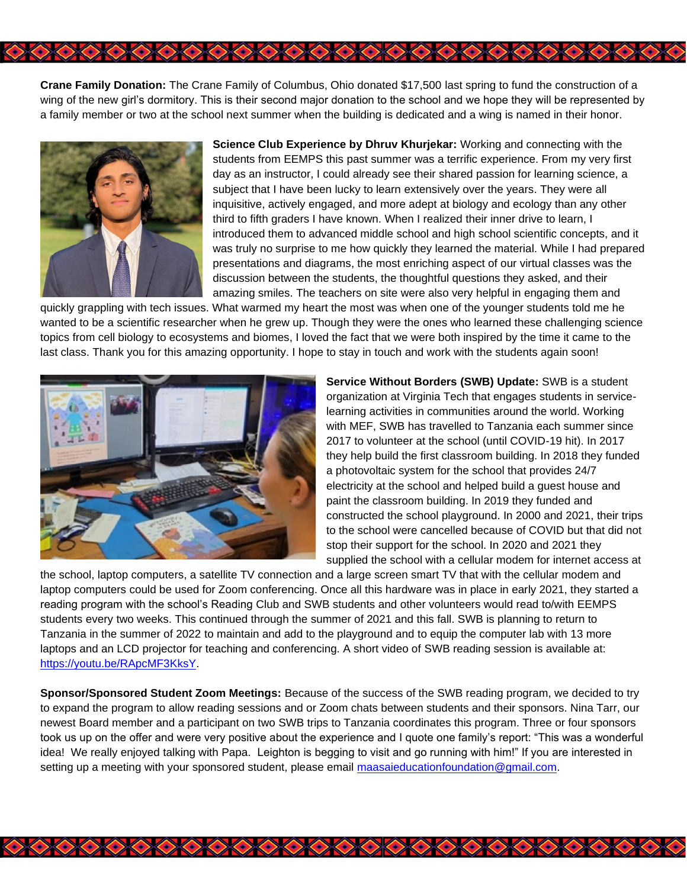**Crane Family Donation:** The Crane Family of Columbus, Ohio donated $17,500 last spring to fund the construction of a wing of the new girl's dormitory. This is their second major donation to the school and we hope they will be represented by a family member or two at the school next summer when the building is dedicated and a wing is named in their honor.

**Science Club Experience by Dhruv Khurjekar:** Working and connecting with the students from EEMPS this past summer was a terrific experience. From my very first day as an instructor, I could already see their shared passion for learning science, a subject that I have been lucky to learn extensively over the years. They were all inquisitive, actively engaged, and more adept at biology and ecology than any other third to fifth graders I have known. When I realized their inner drive to learn, I introduced them to advanced middle school and high school scientific concepts, and it was truly no surprise to me how quickly they learned the material. While I had prepared presentations and diagrams, the most enriching aspect of our virtual classes was the discussion between the students, the thoughtful questions they asked, and their amazing smiles. The teachers on site were also very helpful in engaging them and quickly grappling with tech issues. What warmed my heart the most was when one of the younger students told me he wanted to be a scientific researcher when he grew up. Though they were the ones who learned these challenging science topics from cell biology to ecosystems and biomes, I loved the fact that we were both inspired by the time it came to the last class. Thank you for this amazing opportunity. I hope to stay in touch and work with the students again soon!

**Service Without Borders (SWB) Update:** SWB is a student organization at Virginia Tech that engages students in service-learning activities in communities around the world. Working with MEF, SWB has travelled to Tanzania each summer since 2017 to volunteer at the school (until COVID-19 hit). In 2017 they help build the first classroom building. In 2018 they funded a photovoltaic system for the school that provides 24/7 electricity at the school and helped build a guest house and paint the classroom building. In 2019 they funded and constructed the school playground. In 2000 and 2021, their trips to the school were cancelled because of COVID but that did not stop their support for the school. In 2020 and 2021 they supplied the school with a cellular modem for internet access at the school, laptop computers, a satellite TV connection and a large screen smart TV that with the cellular modem and laptop computers could be used for Zoom conferencing. Once all this hardware was in place in early 2021, they started a reading program with the school's Reading Club and SWB students and other volunteers would read to/with EEMPS students every two weeks. This continued through the summer of 2021 and this fall. SWB is planning to return to Tanzania in the summer of 2022 to maintain and add to the playground and to equip the computer lab with 13 more laptops and an LCD projector for teaching and conferencing. A short video of SWB reading session is available at: https://youtu.be/RApcMF3KksY.

**Sponsor/Sponsored Student Zoom Meetings:** Because of the success of the SWB reading program, we decided to try to expand the program to allow reading sessions and or Zoom chats between students and their sponsors. Nina Tarr, our newest Board member and a participant on two SWB trips to Tanzania coordinates this program. Three or four sponsors took us up on the offer and were very positive about the experience and I quote one family's report: "This was a wonderful idea! We really enjoyed talking with Papa. Leighton is begging to visit and go running with him!" If you are interested in setting up a meeting with your sponsored student, please email maasaieducationfoundation@gmail.com.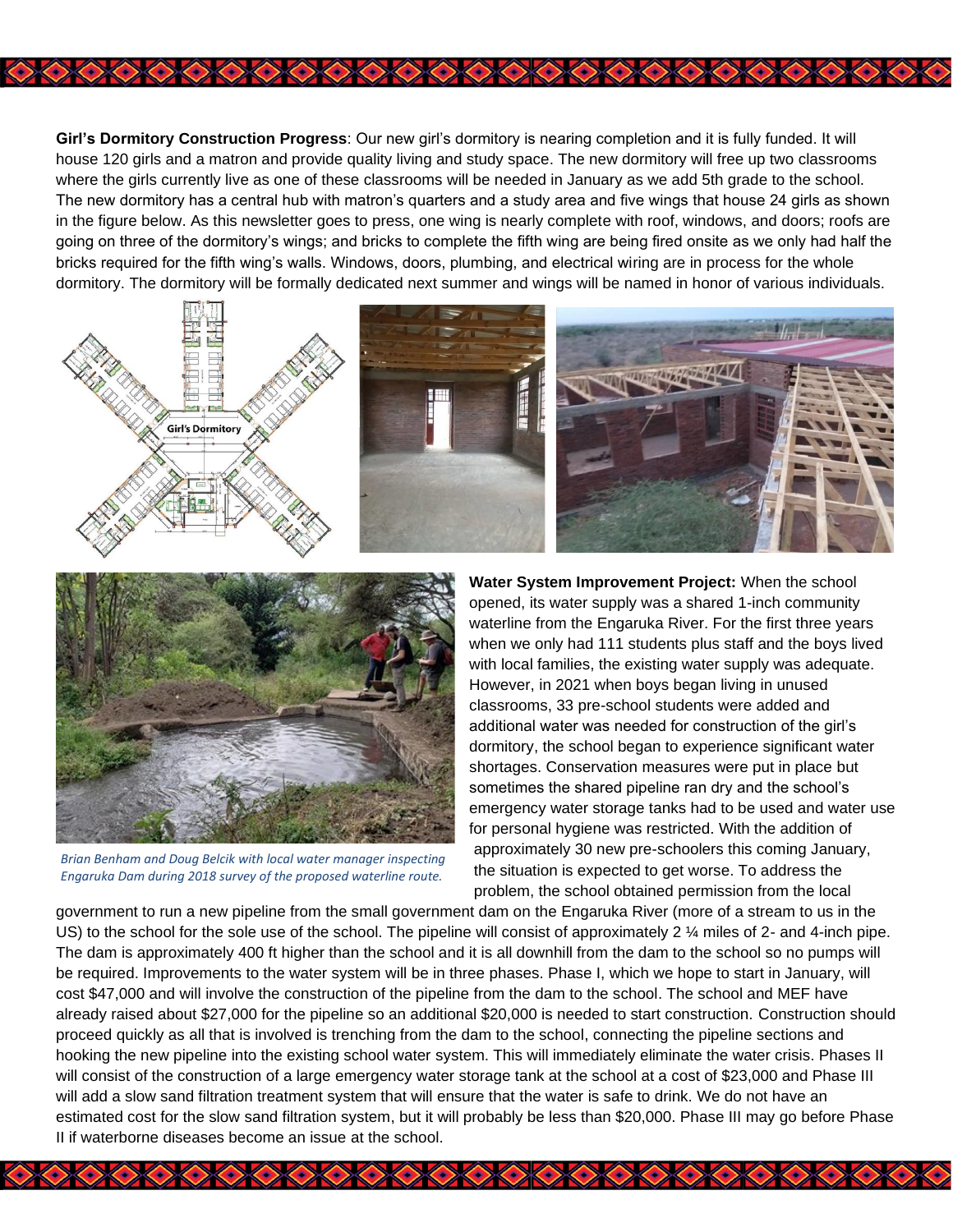**Girl's Dormitory Construction Progress**: Our new girl's dormitory is nearing completion and it is fully funded. It will house 120 girls and a matron and provide quality living and study space. The new dormitory will free up two classrooms where the girls currently live as one of these classrooms will be needed in January as we add 5th grade to the school. The new dormitory has a central hub with matron's quarters and a study area and five wings that house 24 girls as shown in the figure below. As this newsletter goes to press, one wing is nearly complete with roof, windows, and doors; roofs are going on three of the dormitory's wings; and bricks to complete the fifth wing are being fired onsite as we only had half the bricks required for the fifth wing's walls. Windows, doors, plumbing, and electrical wiring are in process for the whole dormitory. The dormitory will be formally dedicated next summer and wings will be named in honor of various individuals.

*Brian Benham and Doug Belcik with local water manager inspecting Engaruka Dam during 2018 survey of the proposed waterline route.*

**Water System Improvement Project:** When the school opened, its water supply was a shared 1-inch community waterline from the Engaruka River. For the first three years when we only had 111 students plus staff and the boys lived with local families, the existing water supply was adequate. However, in 2021 when boys began living in unused classrooms, 33 pre-school students were added and additional water was needed for construction of the girl's dormitory, the school began to experience significant water shortages. Conservation measures were put in place but sometimes the shared pipeline ran dry and the school's emergency water storage tanks had to be used and water use for personal hygiene was restricted. With the addition of approximately 30 new pre-schoolers this coming January, the situation is expected to get worse. To address the problem, the school obtained permission from the local government to run a new pipeline from the small government dam on the Engaruka River (more of a stream to us in the US) to the school for the sole use of the school. The pipeline will consist of approximately 2 ¼ miles of 2- and 4-inch pipe. The dam is approximately 400 ft higher than the school and it is all downhill from the dam to the school so no pumps will be required. Improvements to the water system will be in three phases. Phase I, which we hope to start in January, will cost $47,000 and will involve the construction of the pipeline from the dam to the school. The school and MEF have already raised about $27,000 for the pipeline so an additional $20,000 is needed to start construction. Construction should proceed quickly as all that is involved is trenching from the dam to the school, connecting the pipeline sections and hooking the new pipeline into the existing school water system. This will immediately eliminate the water crisis. Phases II will consist of the construction of a large emergency water storage tank at the school at a cost of $23,000 and Phase III will add a slow sand filtration treatment system that will ensure that the water is safe to drink. We do not have an estimated cost for the slow sand filtration system, but it will probably be less than $20,000. Phase III may go before Phase II if waterborne diseases become an issue at the school.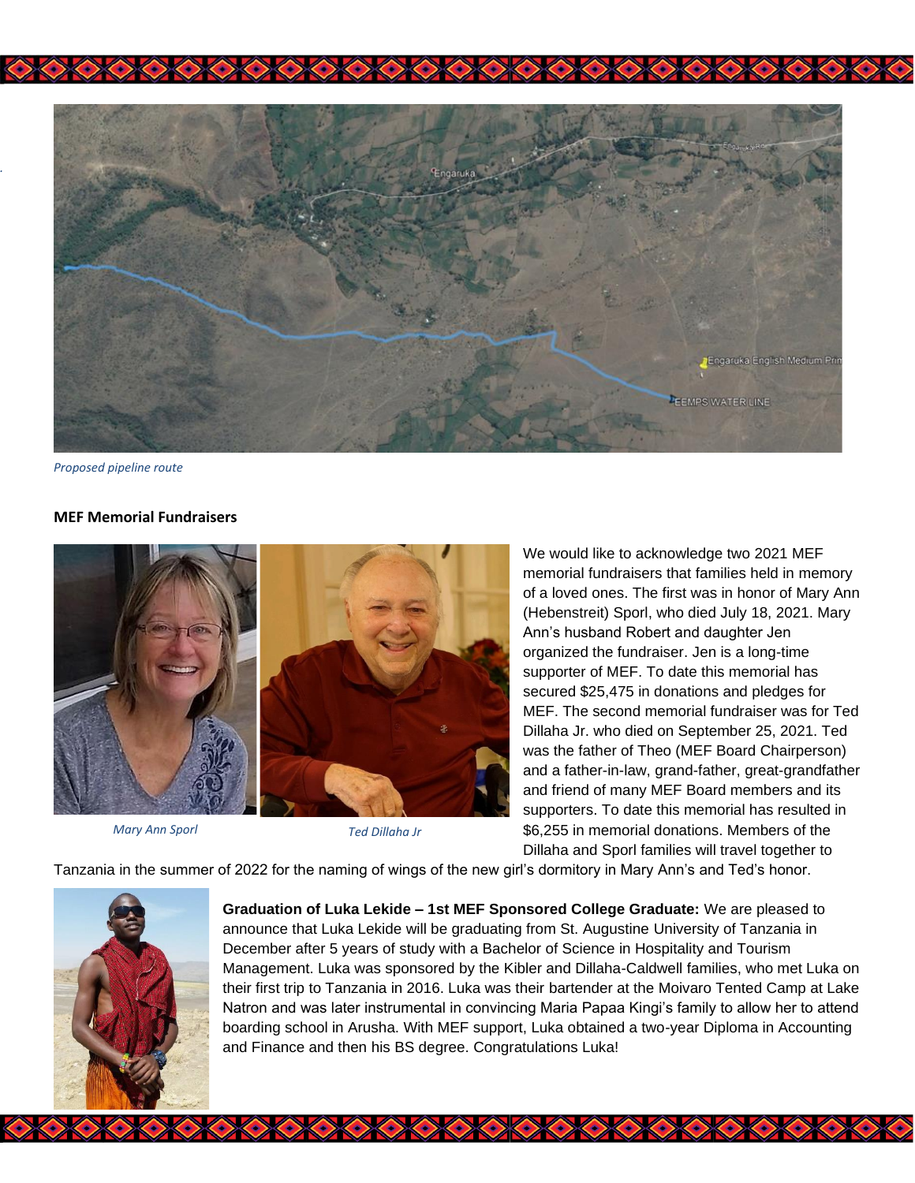*Proposed pipeline route*

**MEF Memorial Fundraisers**

*Mary Ann Sporl*

*Ted Dillaha Jr*

We would like to acknowledge two 2021 MEF memorial fundraisers that families held in memory of a loved ones. The first was in honor of Mary Ann (Hebenstreit) Sporl, who died July 18, 2021. Mary Ann's husband Robert and daughter Jen organized the fundraiser. Jen is a long-time supporter of MEF. To date this memorial has secured $25,475 in donations and pledges for MEF. The second memorial fundraiser was for Ted Dillaha Jr. who died on September 25, 2021. Ted was the father of Theo (MEF Board Chairperson) and a father-in-law, grand-father, great-grandfather and friend of many MEF Board members and its supporters. To date this memorial has resulted in $6,255 in memorial donations. Members of the Dillaha and Sporl families will travel together to Tanzania in the summer of 2022 for the naming of wings of the new girl's dormitory in Mary Ann's and Ted's honor.

**Graduation of Luka Lekide – 1st MEF Sponsored College Graduate:** We are pleased to announce that Luka Lekide will be graduating from St. Augustine University of Tanzania in December after 5 years of study with a Bachelor of Science in Hospitality and Tourism Management. Luka was sponsored by the Kibler and Dillaha-Caldwell families, who met Luka on their first trip to Tanzania in 2016. Luka was their bartender at the Moivaro Tented Camp at Lake Natron and was later instrumental in convincing Maria Papaa Kingi's family to allow her to attend boarding school in Arusha. With MEF support, Luka obtained a two-year Diploma in Accounting and Finance and then his BS degree. Congratulations Luka!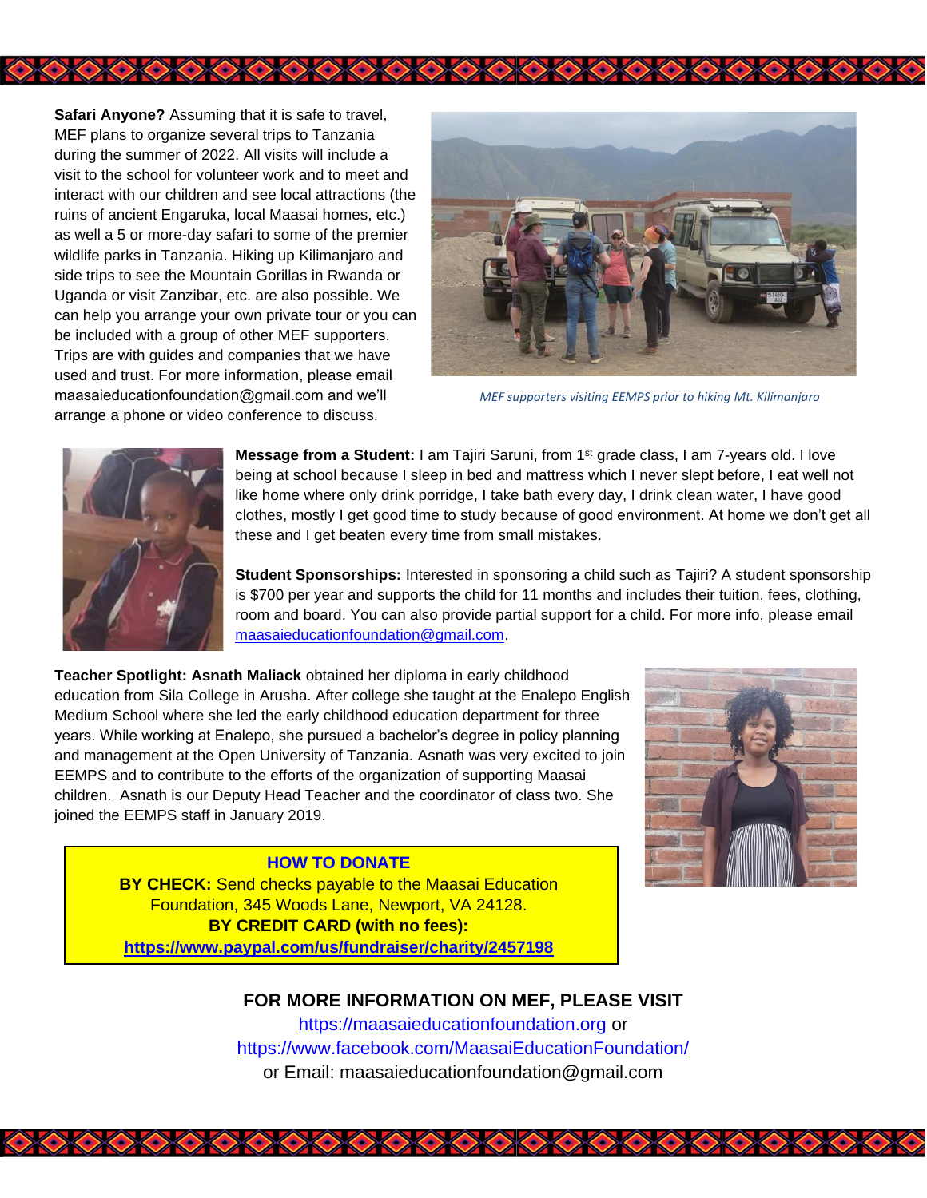**Safari Anyone?** Assuming that it is safe to travel, MEF plans to organize several trips to Tanzania during the summer of 2022. All visits will include a visit to the school for volunteer work and to meet and interact with our children and see local attractions (the ruins of ancient Engaruka, local Maasai homes, etc.) as well a 5 or more-day safari to some of the premier wildlife parks in Tanzania. Hiking up Kilimanjaro and side trips to see the Mountain Gorillas in Rwanda or Uganda or visit Zanzibar, etc. are also possible. We can help you arrange your own private tour or you can be included with a group of other MEF supporters. Trips are with guides and companies that we have used and trust. For more information, please email maasaieducationfoundation@gmail.com and we'll arrange a phone or video conference to discuss.

*MEF supporters visiting EEMPS prior to hiking Mt. Kilimanjaro*

**Message from a Student:** I am Tajiri Saruni, from 1st grade class, I am 7-years old. I love being at school because I sleep in bed and mattress which I never slept before, I eat well not like home where only drink porridge, I take bath every day, I drink clean water, I have good clothes, mostly I get good time to study because of good environment. At home we don't get all these and I get beaten every time from small mistakes.

**Student Sponsorships:** Interested in sponsoring a child such as Tajiri? A student sponsorship is $700 per year and supports the child for 11 months and includes their tuition, fees, clothing, room and board. You can also provide partial support for a child. For more info, please email maasaieducationfoundation@gmail.com.

**Teacher Spotlight: Asnath Maliack** obtained her diploma in early childhood education from Sila College in Arusha. After college she taught at the Enalepo English Medium School where she led the early childhood education department for three years. While working at Enalepo, she pursued a bachelor's degree in policy planning and management at the Open University of Tanzania. Asnath was very excited to join EEMPS and to contribute to the efforts of the organization of supporting Maasai children. Asnath is our Deputy Head Teacher and the coordinator of class two. She joined the EEMPS staff in January 2019.

**HOW TO DONATE**

**BY CHECK:** Send checks payable to the Maasai Education Foundation, 345 Woods Lane, Newport, VA 24128.

**BY CREDIT CARD (with no fees):**

**https://www.paypal.com/us/fundraiser/charity/2457198**

**FOR MORE INFORMATION ON MEF, PLEASE VISIT**

https://maasaieducationfoundation.org or

https://www.facebook.com/MaasaiEducationFoundation/

or Email: maasaieducationfoundation@gmail.com